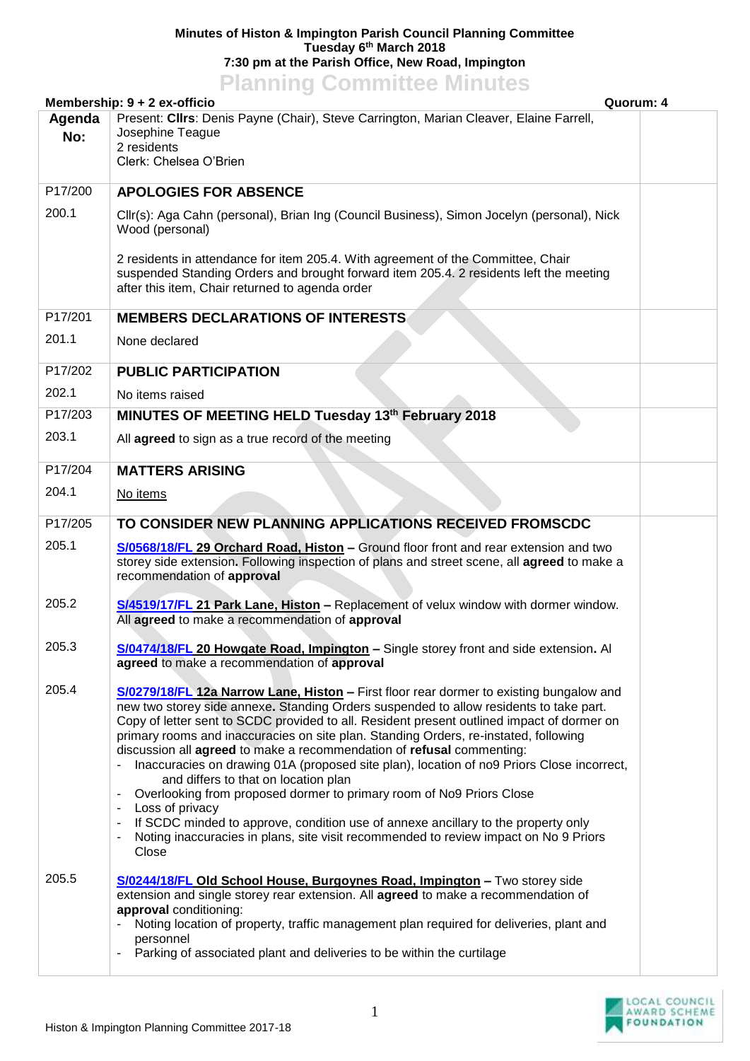**Minutes of Histon & Impington Parish Council Planning Committee**
**Tuesday 6th March 2018**
**7:30 pm at the Parish Office, New Road, Impington**

# Planning Committee Minutes

**Membership: 9 + 2 ex-officio** **Quorum: 4**

| Agenda No: | Present: **Cllrs**: Denis Payne (Chair), Steve Carrington, Marian Cleaver, Elaine Farrell, Josephine Teague<br>2 residents<br>Clerk: Chelsea O'Brien | |
|---|---|---|
| P17/200 | **APOLOGIES FOR ABSENCE** | |
| 200.1 | Cllr(s): Aga Cahn (personal), Brian Ing (Council Business), Simon Jocelyn (personal), Nick Wood (personal)<br><br>2 residents in attendance for item 205.4. With agreement of the Committee, Chair suspended Standing Orders and brought forward item 205.4. 2 residents left the meeting after this item, Chair returned to agenda order | |
| P17/201 | **MEMBERS DECLARATIONS OF INTERESTS** | |
| 201.1 | None declared | |
| P17/202 | **PUBLIC PARTICIPATION** | |
| 202.1 | No items raised | |
| P17/203 | **MINUTES OF MEETING HELD Tuesday 13th February 2018** | |
| 203.1 | All **agreed** to sign as a true record of the meeting | |
| P17/204 | **MATTERS ARISING** | |
| 204.1 | No items | |
| P17/205 | **TO CONSIDER NEW PLANNING APPLICATIONS RECEIVED FROMSCDC** | |
| 205.1 | **S/0568/18/FL 29 Orchard Road, Histon –** Ground floor front and rear extension and two storey side extension**.** Following inspection of plans and street scene, all **agreed** to make a recommendation of **approval** | |
| 205.2 | **S/4519/17/FL 21 Park Lane, Histon –** Replacement of velux window with dormer window. All **agreed** to make a recommendation of **approval** | |
| 205.3 | **S/0474/18/FL 20 Howgate Road, Impington –** Single storey front and side extension**.** Al **agreed** to make a recommendation of **approval** | |
| 205.4 | **S/0279/18/FL 12a Narrow Lane, Histon –** First floor rear dormer to existing bungalow and new two storey side annexe**.** Standing Orders suspended to allow residents to take part. Copy of letter sent to SCDC provided to all. Resident present outlined impact of dormer on primary rooms and inaccuracies on site plan. Standing Orders, re-instated, following discussion all **agreed** to make a recommendation of **refusal** commenting:<br>- Inaccuracies on drawing 01A (proposed site plan), location of no9 Priors Close incorrect, and differs to that on location plan<br>- Overlooking from proposed dormer to primary room of No9 Priors Close<br>- Loss of privacy<br>- If SCDC minded to approve, condition use of annexe ancillary to the property only<br>- Noting inaccuracies in plans, site visit recommended to review impact on No 9 Priors Close | |
| 205.5 | **S/0244/18/FL Old School House, Burgoynes Road, Impington –** Two storey side extension and single storey rear extension. All **agreed** to make a recommendation of **approval** conditioning:<br>- Noting location of property, traffic management plan required for deliveries, plant and personnel<br>- Parking of associated plant and deliveries to be within the curtilage | |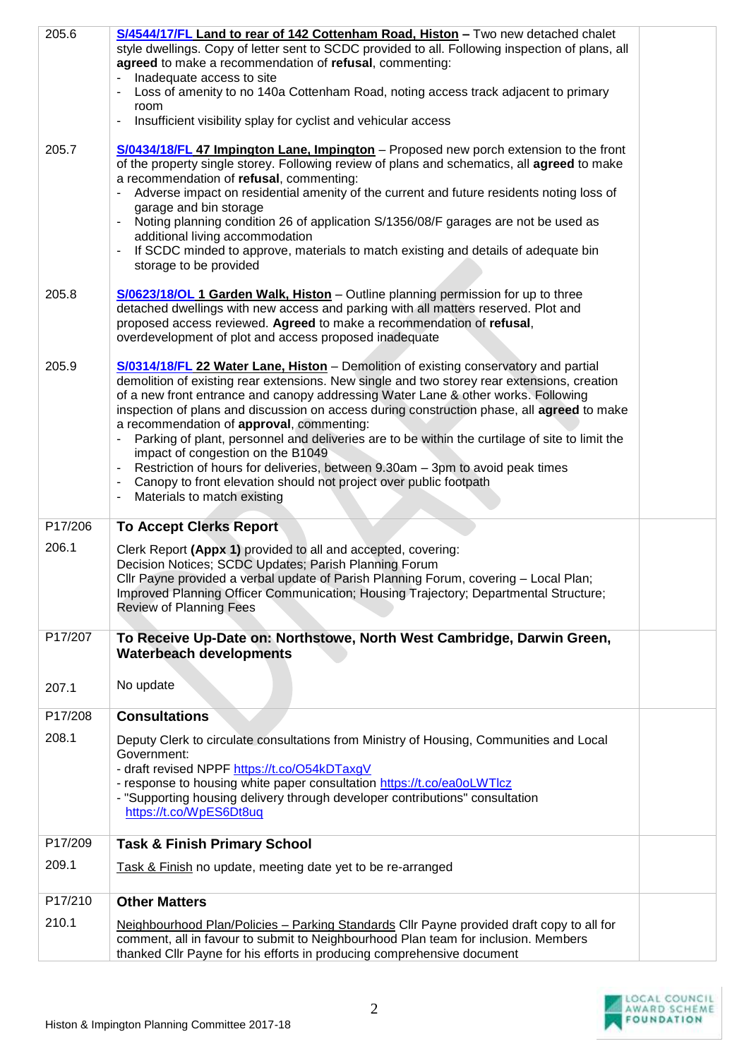| | | |
|---|---|---|
| 205.6 | **S/4544/17/FL Land to rear of 142 Cottenham Road, Histon –** Two new detached chalet style dwellings. Copy of letter sent to SCDC provided to all. Following inspection of plans, all **agreed** to make a recommendation of **refusal**, commenting:<br>- Inadequate access to site<br>- Loss of amenity to no 140a Cottenham Road, noting access track adjacent to primary room<br>- Insufficient visibility splay for cyclist and vehicular access | |
| 205.7 | **S/0434/18/FL 47 Impington Lane, Impington** – Proposed new porch extension to the front of the property single storey. Following review of plans and schematics, all **agreed** to make a recommendation of **refusal**, commenting:<br>- Adverse impact on residential amenity of the current and future residents noting loss of garage and bin storage<br>- Noting planning condition 26 of application S/1356/08/F garages are not be used as additional living accommodation<br>- If SCDC minded to approve, materials to match existing and details of adequate bin storage to be provided | |
| 205.8 | **S/0623/18/OL 1 Garden Walk, Histon** – Outline planning permission for up to three detached dwellings with new access and parking with all matters reserved. Plot and proposed access reviewed. **Agreed** to make a recommendation of **refusal**, overdevelopment of plot and access proposed inadequate | |
| 205.9 | **S/0314/18/FL 22 Water Lane, Histon** – Demolition of existing conservatory and partial demolition of existing rear extensions. New single and two storey rear extensions, creation of a new front entrance and canopy addressing Water Lane & other works. Following inspection of plans and discussion on access during construction phase, all **agreed** to make a recommendation of **approval**, commenting:<br>- Parking of plant, personnel and deliveries are to be within the curtilage of site to limit the impact of congestion on the B1049<br>- Restriction of hours for deliveries, between 9.30am – 3pm to avoid peak times<br>- Canopy to front elevation should not project over public footpath<br>- Materials to match existing | |
| P17/206 | **To Accept Clerks Report** | |
| 206.1 | Clerk Report **(Appx 1)** provided to all and accepted, covering:<br>Decision Notices; SCDC Updates; Parish Planning Forum<br>Cllr Payne provided a verbal update of Parish Planning Forum, covering – Local Plan; Improved Planning Officer Communication; Housing Trajectory; Departmental Structure; Review of Planning Fees | |
| P17/207 | **To Receive Up-Date on: Northstowe, North West Cambridge, Darwin Green, Waterbeach developments** | |
| 207.1 | No update | |
| P17/208 | **Consultations** | |
| 208.1 | Deputy Clerk to circulate consultations from Ministry of Housing, Communities and Local Government:<br>- draft revised NPPF https://t.co/O54kDTaxgV<br>- response to housing white paper consultation https://t.co/ea0oLWTlcz<br>- "Supporting housing delivery through developer contributions" consultation https://t.co/WpES6Dt8uq | |
| P17/209 | **Task & Finish Primary School** | |
| 209.1 | Task & Finish no update, meeting date yet to be re-arranged | |
| P17/210 | **Other Matters** | |
| 210.1 | Neighbourhood Plan/Policies – Parking Standards Cllr Payne provided draft copy to all for comment, all in favour to submit to Neighbourhood Plan team for inclusion. Members thanked Cllr Payne for his efforts in producing comprehensive document | |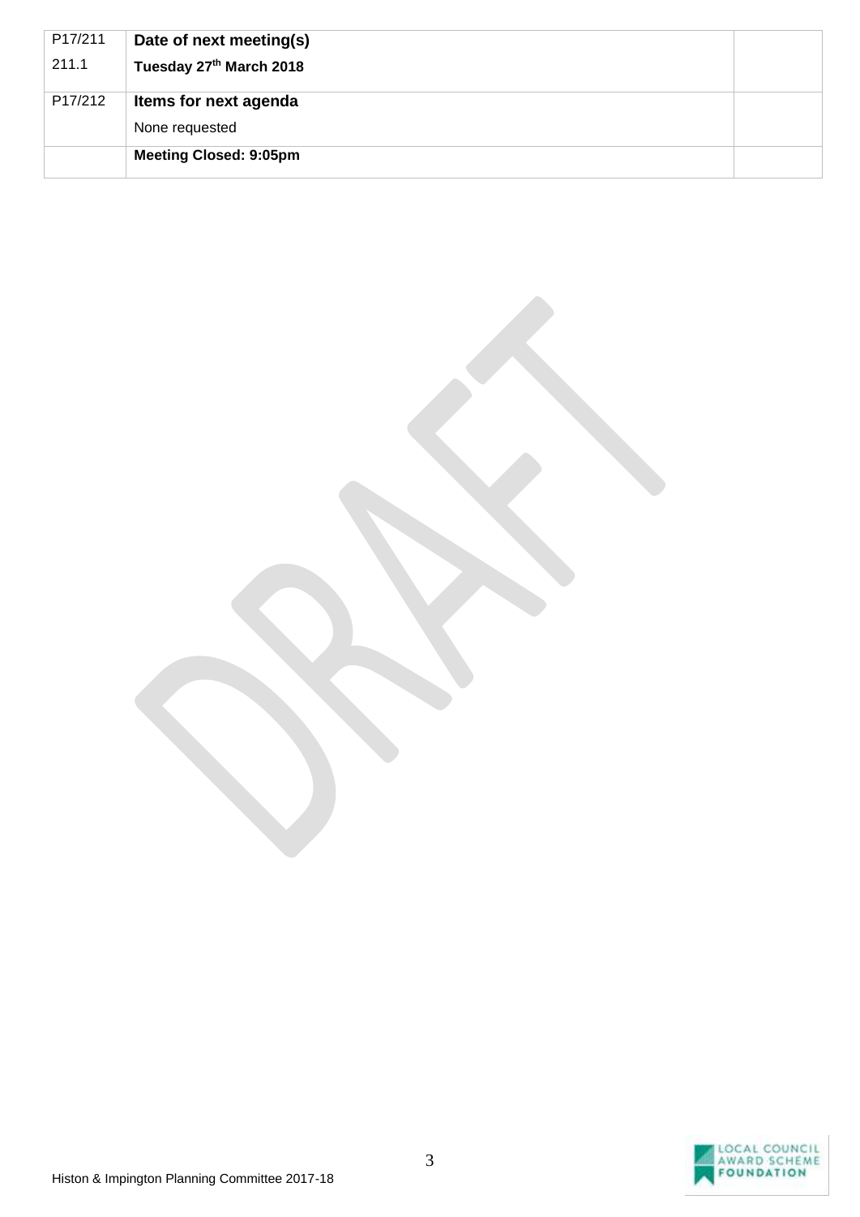| | | |
|---|---|---|
| P17/211<br>211.1 | **Date of next meeting(s)**<br>**Tuesday 27th March 2018** | |
| P17/212 | **Items for next agenda**<br>None requested | |
| | **Meeting Closed: 9:05pm** | |

DRAFT